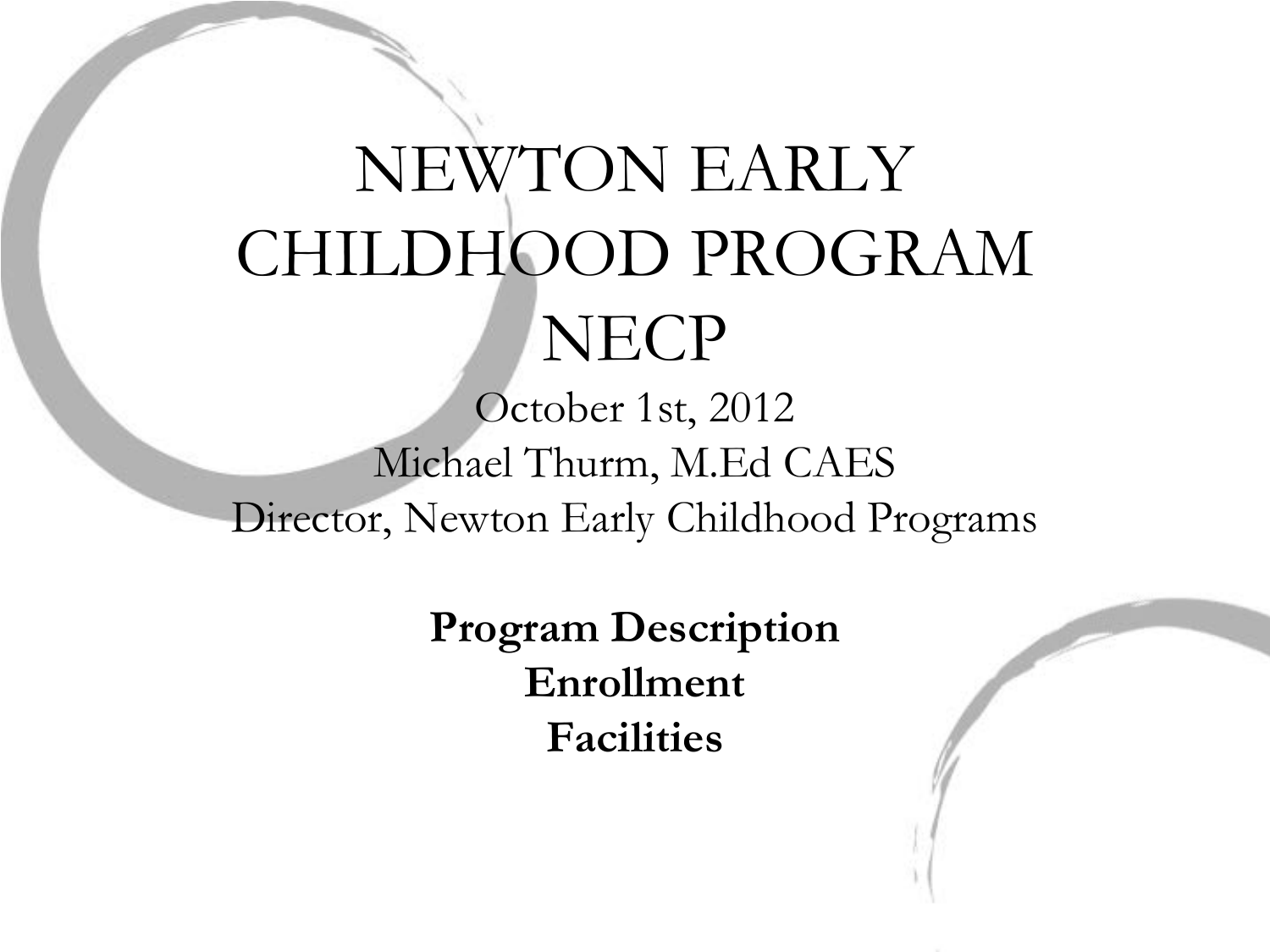# NEWTON EARLY CHILDHOOD PROGRAM NECP

October 1st, 2012
Michael Thurm, M.Ed CAES
Director, Newton Early Childhood Programs

**Program Description**
**Enrollment**
**Facilities**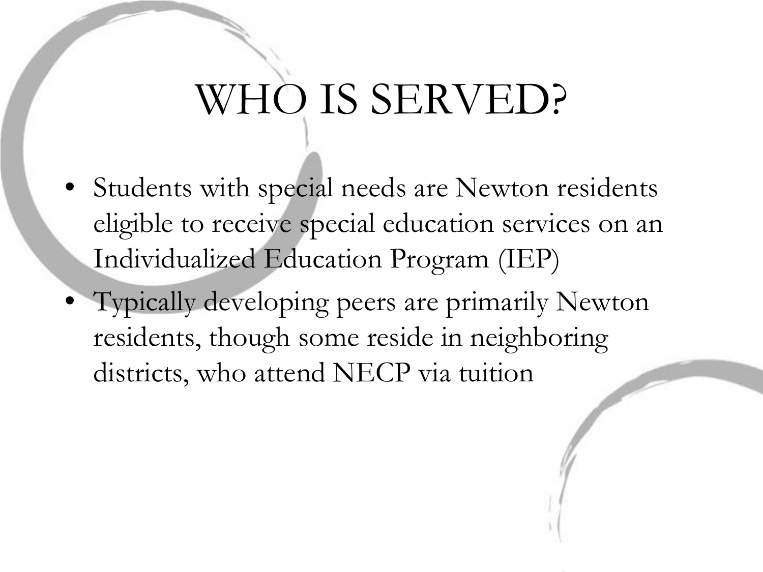# WHO IS SERVED?

- Students with special needs are Newton residents eligible to receive special education services on an Individualized Education Program (IEP)
- Typically developing peers are primarily Newton residents, though some reside in neighboring districts, who attend NECP via tuition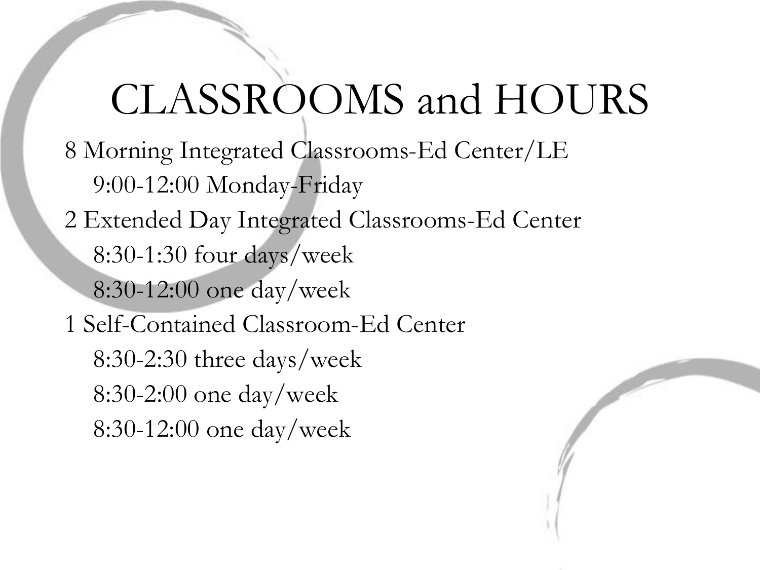# CLASSROOMS and HOURS

8 Morning Integrated Classrooms-Ed Center/LE
  9:00-12:00 Monday-Friday

2 Extended Day Integrated Classrooms-Ed Center
  8:30-1:30 four days/week
  8:30-12:00 one day/week

1 Self-Contained Classroom-Ed Center
  8:30-2:30 three days/week
  8:30-2:00 one day/week
  8:30-12:00 one day/week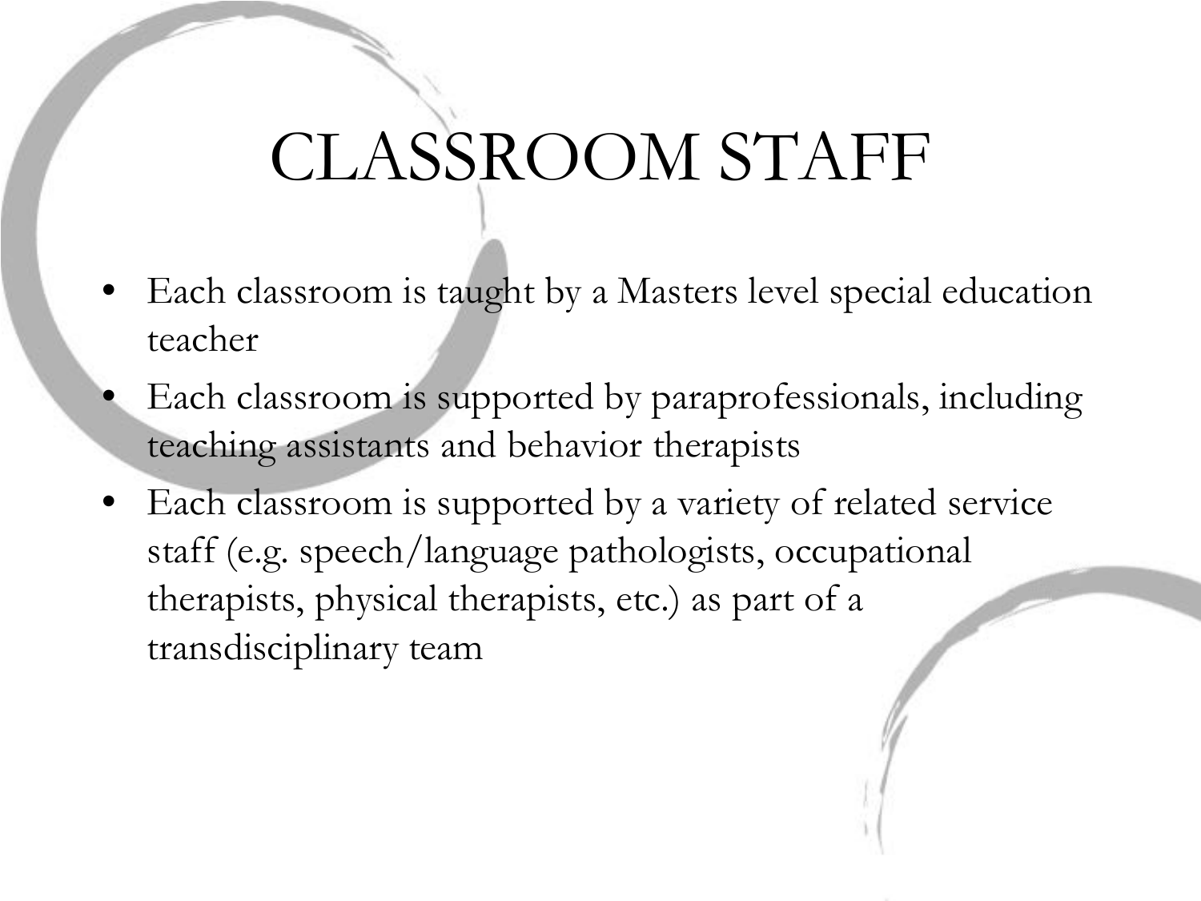# CLASSROOM STAFF

- Each classroom is taught by a Masters level special education teacher
- Each classroom is supported by paraprofessionals, including teaching assistants and behavior therapists
- Each classroom is supported by a variety of related service staff (e.g. speech/language pathologists, occupational therapists, physical therapists, etc.) as part of a transdisciplinary team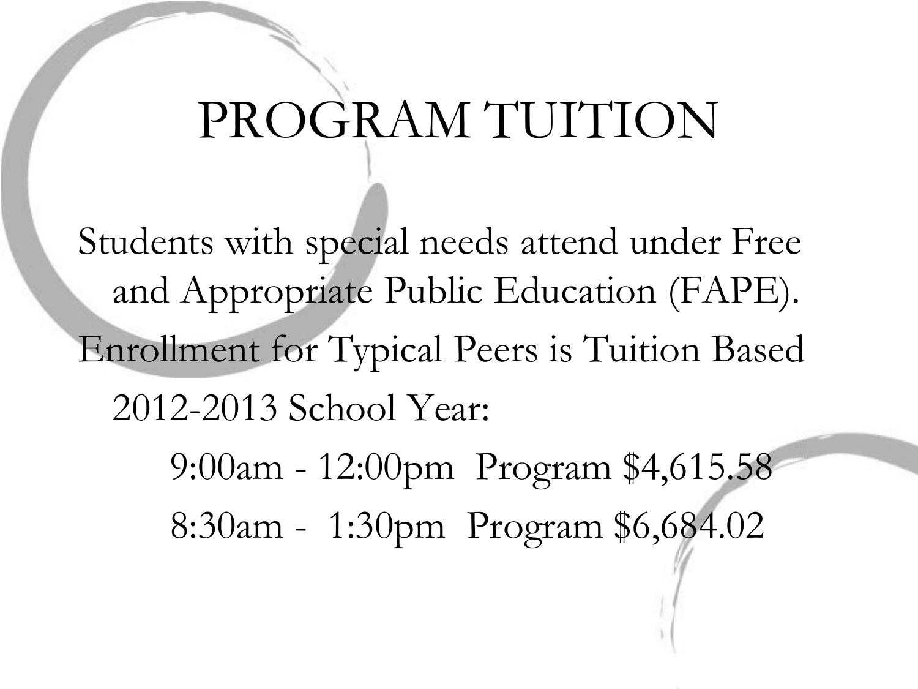# PROGRAM TUITION

Students with special needs attend under Free and Appropriate Public Education (FAPE).

Enrollment for Typical Peers is Tuition Based

2012-2013 School Year:

- 9:00am - 12:00pm Program $4,615.58
- 8:30am - 1:30pm Program $6,684.02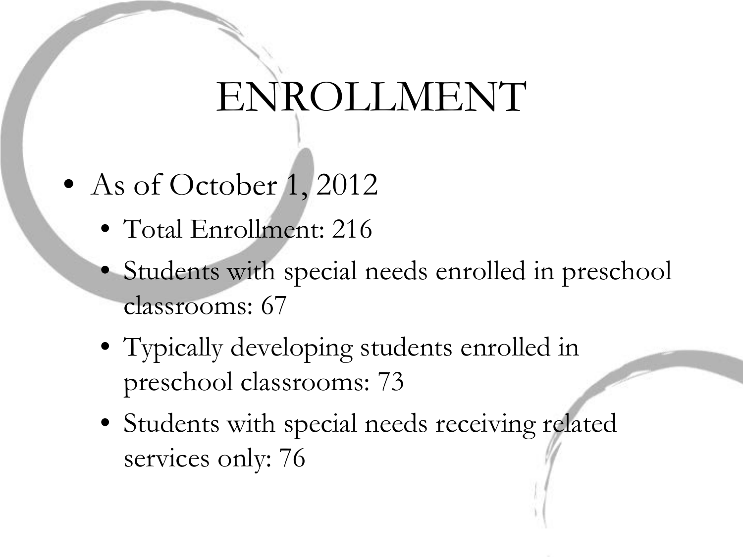# ENROLLMENT

- As of October 1, 2012
  - Total Enrollment: 216
  - Students with special needs enrolled in preschool classrooms: 67
  - Typically developing students enrolled in preschool classrooms: 73
  - Students with special needs receiving related services only: 76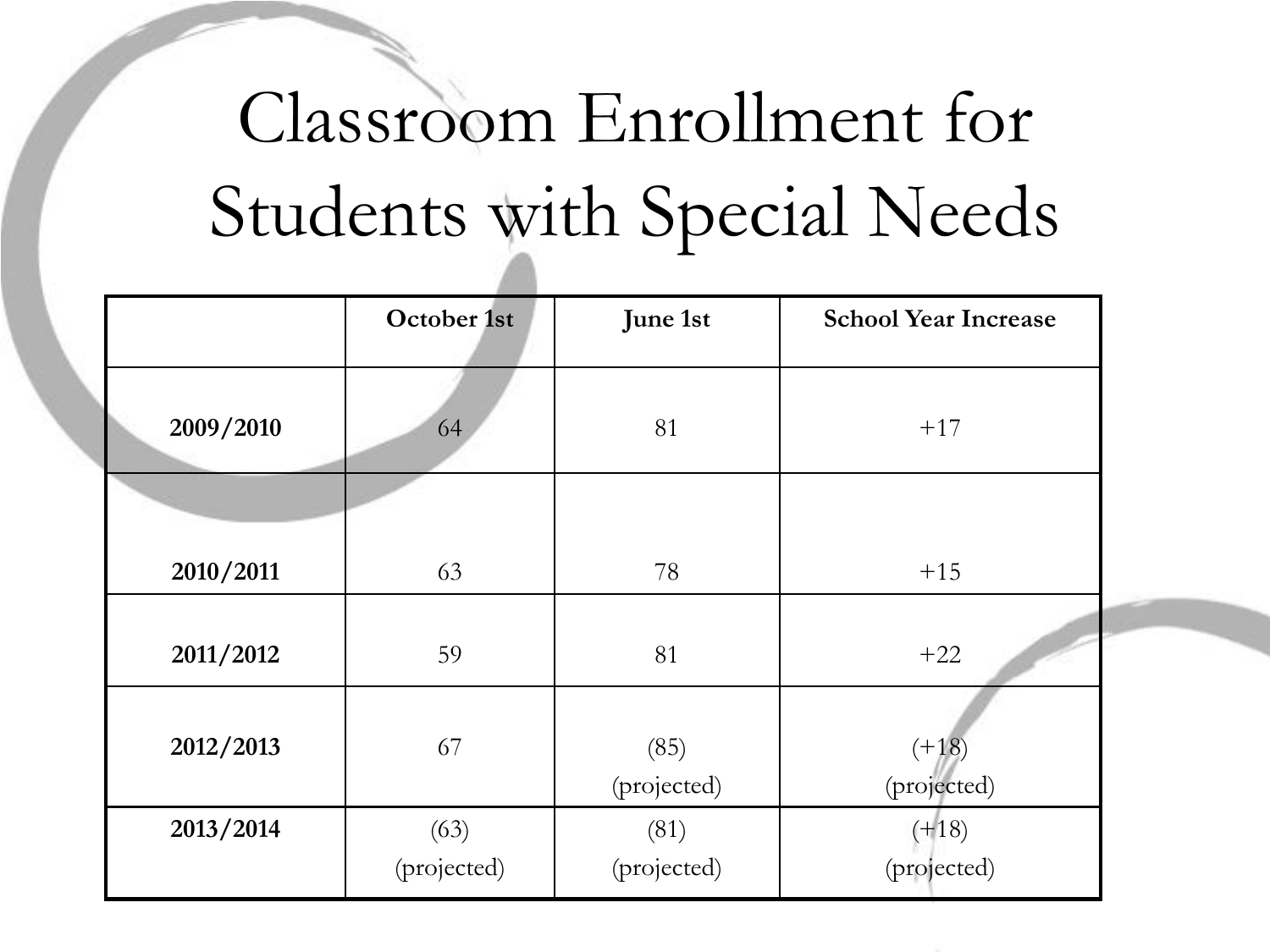# Classroom Enrollment for Students with Special Needs

| | October 1st | June 1st | School Year Increase |
|---|---|---|---|
| **2009/2010** | 64 | 81 | +17 |
| **2010/2011** | 63 | 78 | +15 |
| **2011/2012** | 59 | 81 | +22 |
| **2012/2013** | 67 | (85) (projected) | (+18) (projected) |
| **2013/2014** | (63) (projected) | (81) (projected) | (+18) (projected) |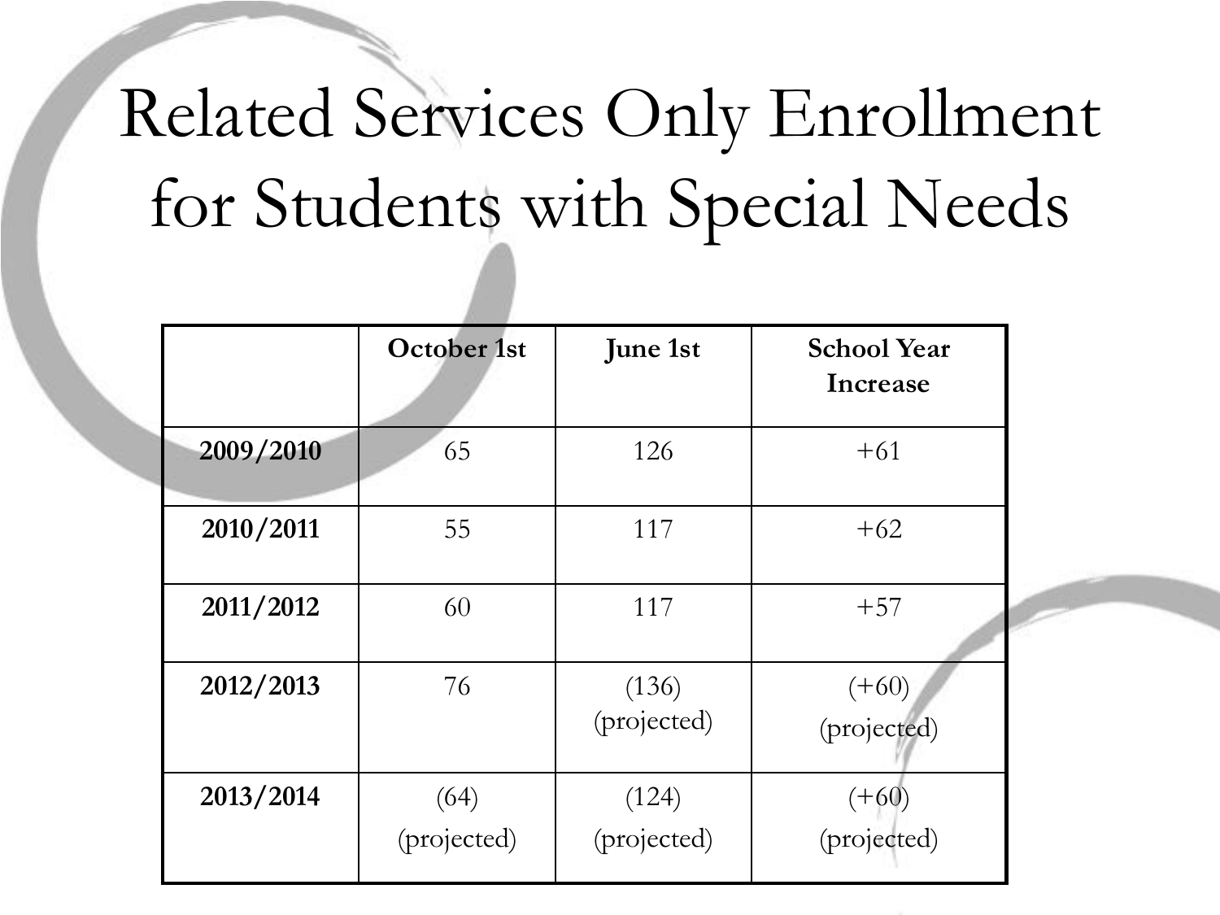# Related Services Only Enrollment for Students with Special Needs

| | October 1st | June 1st | School Year Increase |
|---|---|---|---|
| **2009/2010** | 65 | 126 | +61 |
| **2010/2011** | 55 | 117 | +62 |
| **2011/2012** | 60 | 117 | +57 |
| **2012/2013** | 76 | (136) (projected) | (+60) (projected) |
| **2013/2014** | (64) (projected) | (124) (projected) | (+60) (projected) |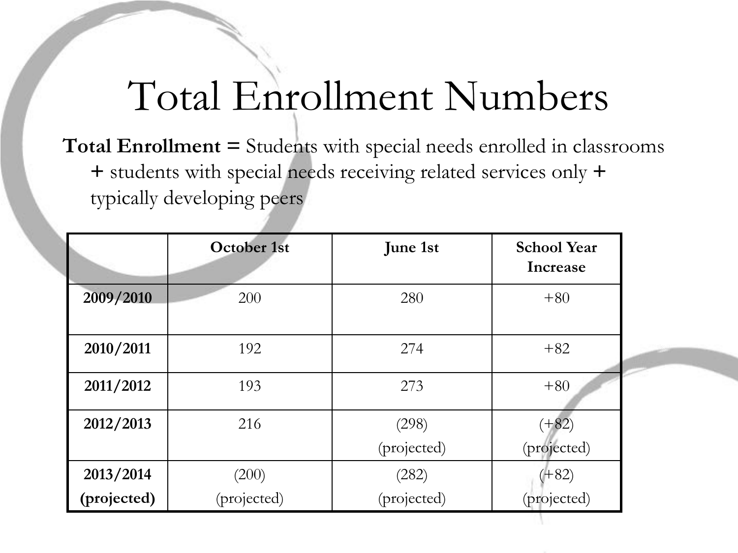# Total Enrollment Numbers

**Total Enrollment =** Students with special needs enrolled in classrooms **+** students with special needs receiving related services only **+** typically developing peers

| | October 1st | June 1st | School Year Increase |
|---|---|---|---|
| **2009/2010** | 200 | 280 | +80 |
| **2010/2011** | 192 | 274 | +82 |
| **2011/2012** | 193 | 273 | +80 |
| **2012/2013** | 216 | (298) (projected) | (+82) (projected) |
| **2013/2014 (projected)** | (200) (projected) | (282) (projected) | (+82) (projected) |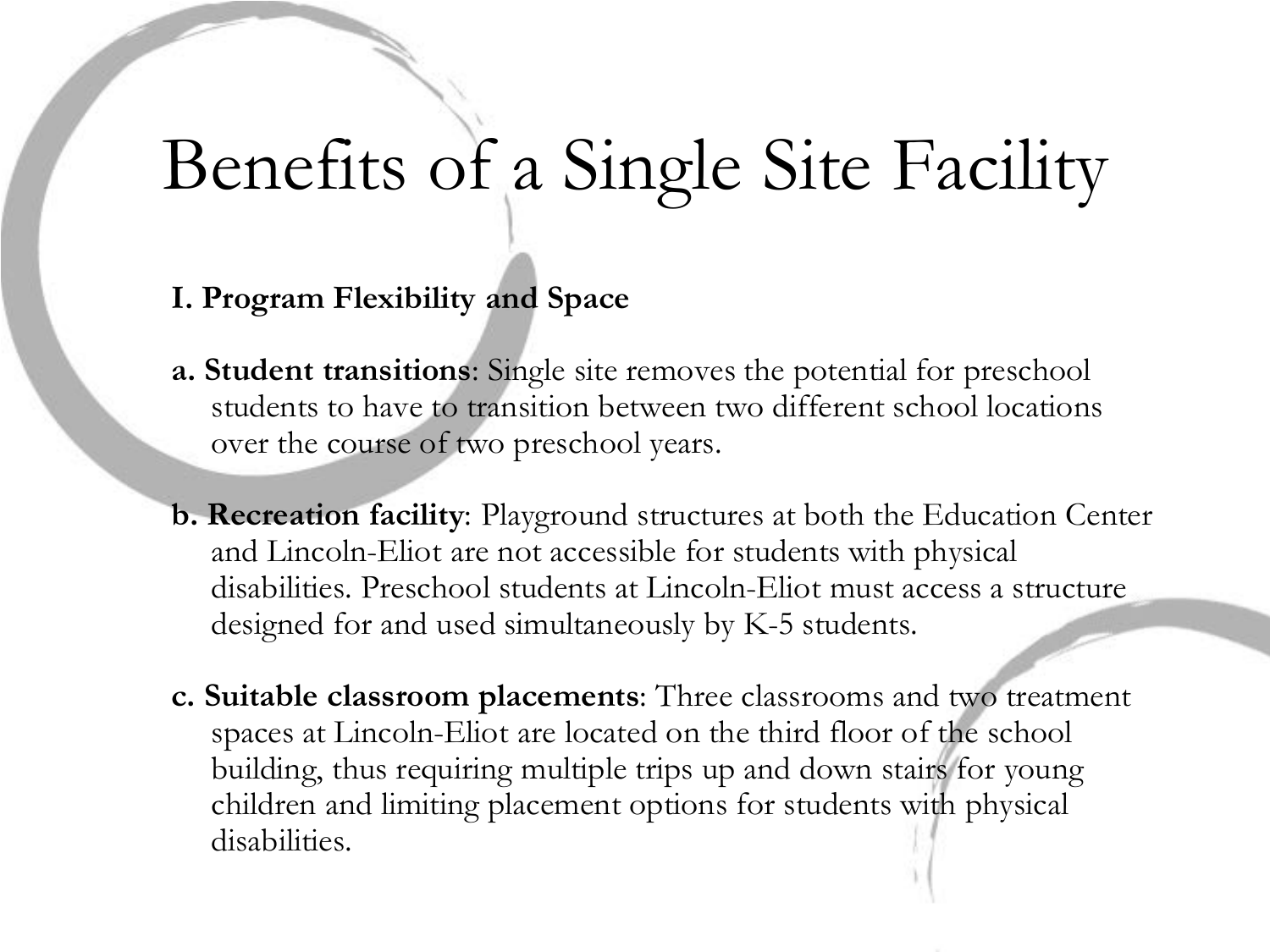# Benefits of a Single Site Facility

**I. Program Flexibility and Space**

**a. Student transitions**: Single site removes the potential for preschool students to have to transition between two different school locations over the course of two preschool years.

**b. Recreation facility**: Playground structures at both the Education Center and Lincoln-Eliot are not accessible for students with physical disabilities. Preschool students at Lincoln-Eliot must access a structure designed for and used simultaneously by K-5 students.

**c. Suitable classroom placements**: Three classrooms and two treatment spaces at Lincoln-Eliot are located on the third floor of the school building, thus requiring multiple trips up and down stairs for young children and limiting placement options for students with physical disabilities.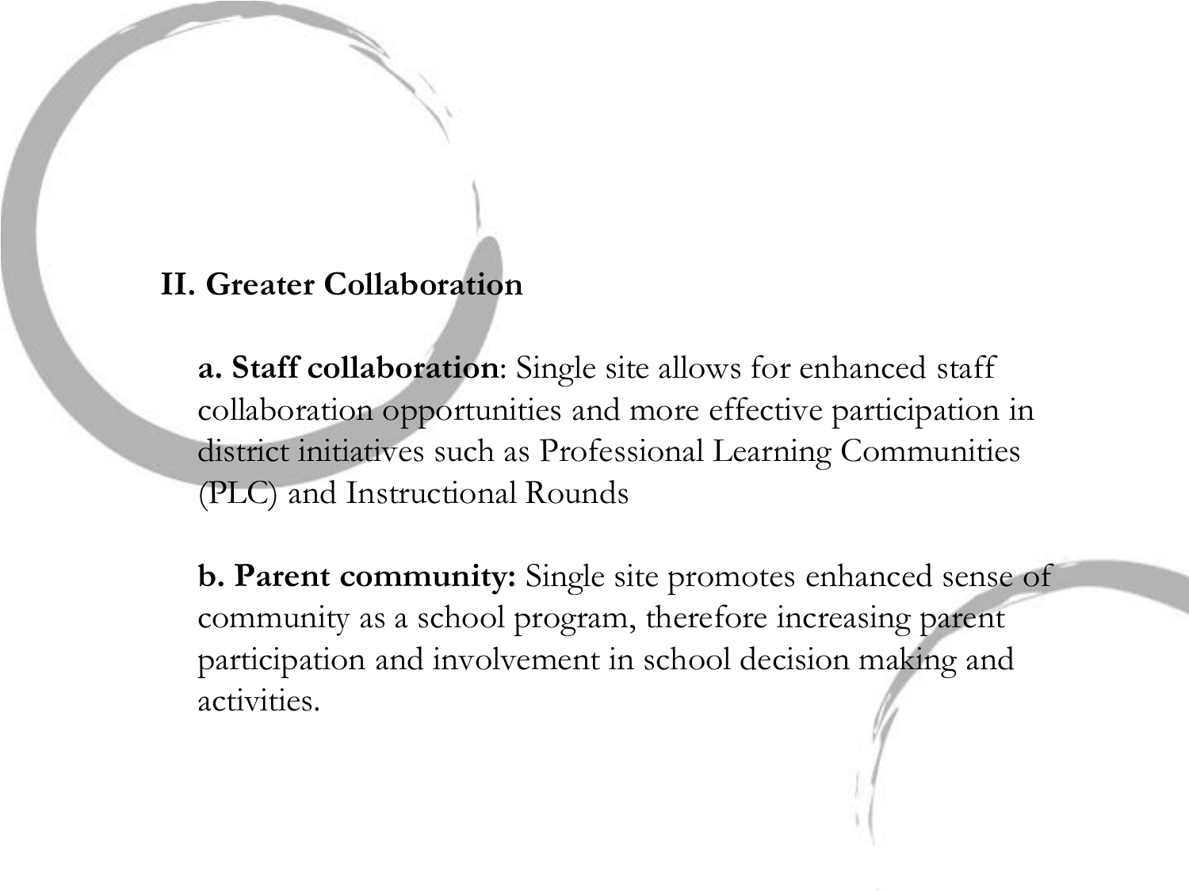## II. Greater Collaboration

**a. Staff collaboration**: Single site allows for enhanced staff collaboration opportunities and more effective participation in district initiatives such as Professional Learning Communities (PLC) and Instructional Rounds

**b. Parent community:** Single site promotes enhanced sense of community as a school program, therefore increasing parent participation and involvement in school decision making and activities.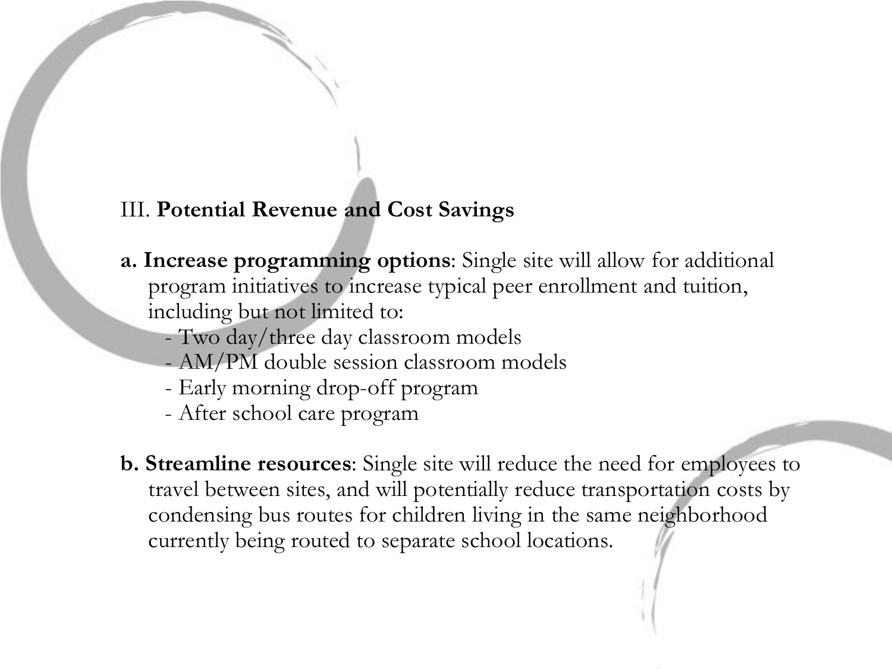## III. **Potential Revenue and Cost Savings**

**a. Increase programming options**: Single site will allow for additional program initiatives to increase typical peer enrollment and tuition, including but not limited to:

- Two day/three day classroom models
- AM/PM double session classroom models
- Early morning drop-off program
- After school care program

**b. Streamline resources**: Single site will reduce the need for employees to travel between sites, and will potentially reduce transportation costs by condensing bus routes for children living in the same neighborhood currently being routed to separate school locations.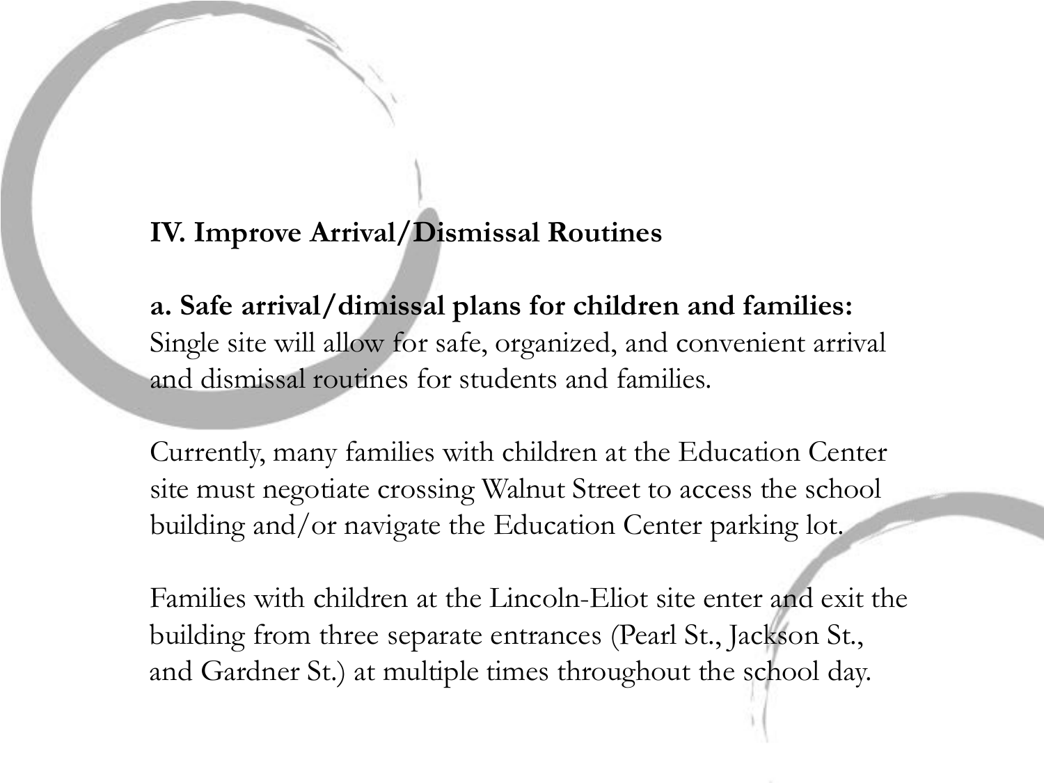**IV. Improve Arrival/Dismissal Routines**

**a. Safe arrival/dimissal plans for children and families:** Single site will allow for safe, organized, and convenient arrival and dismissal routines for students and families.

Currently, many families with children at the Education Center site must negotiate crossing Walnut Street to access the school building and/or navigate the Education Center parking lot.

Families with children at the Lincoln-Eliot site enter and exit the building from three separate entrances (Pearl St., Jackson St., and Gardner St.) at multiple times throughout the school day.